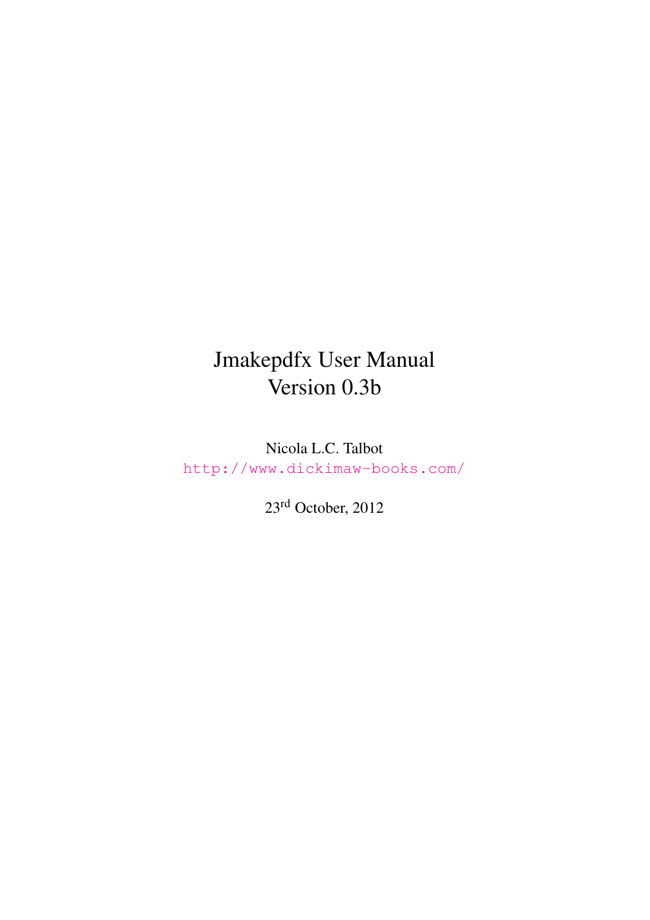# Jmakepdfx User Manual
# Version 0.3b

Nicola L.C. Talbot

http://www.dickimaw-books.com/

23rd October, 2012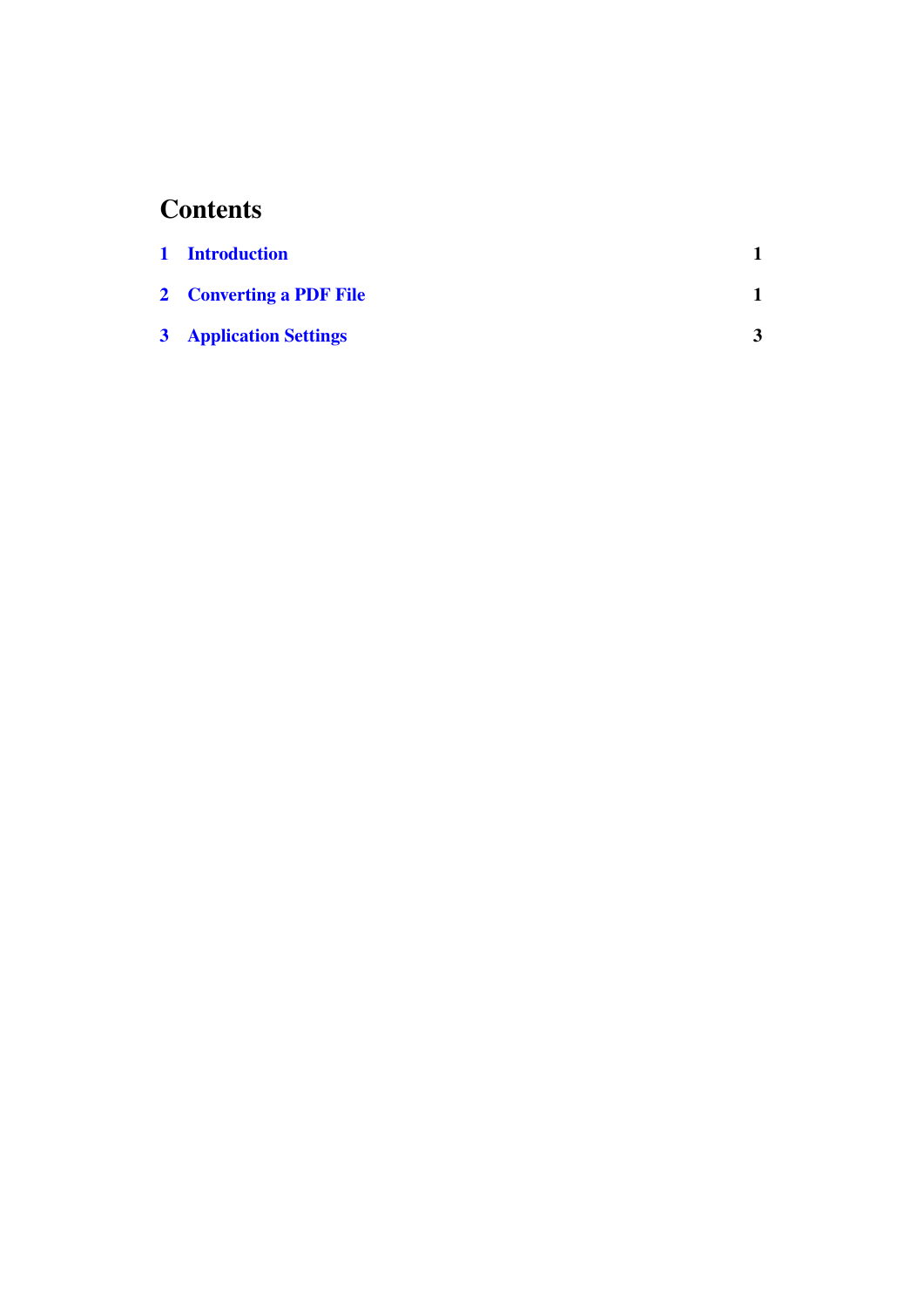# Contents

1 Introduction 1

2 Converting a PDF File 1

3 Application Settings 3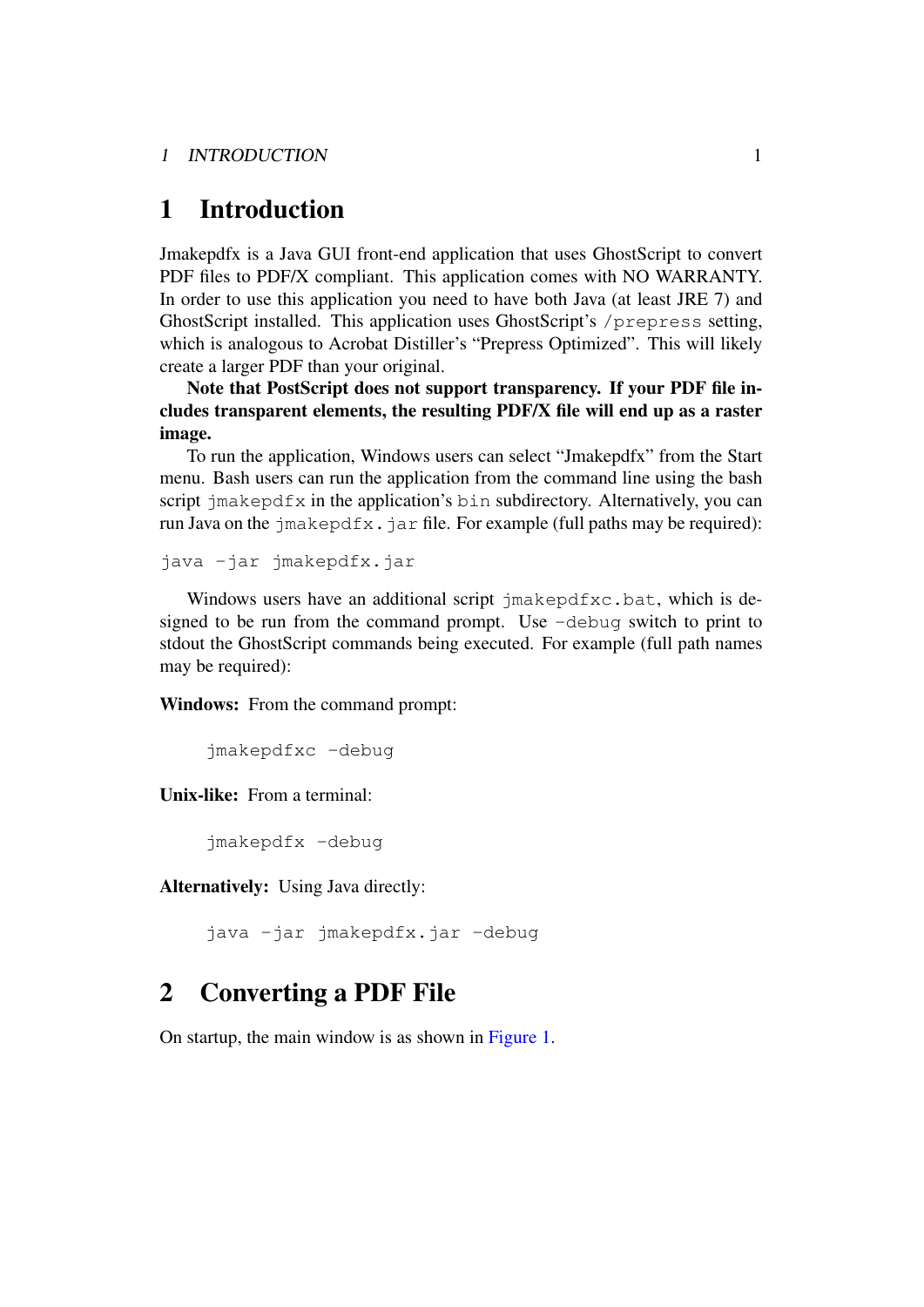# 1 Introduction

Jmakepdfx is a Java GUI front-end application that uses GhostScript to convert PDF files to PDF/X compliant. This application comes with NO WARRANTY. In order to use this application you need to have both Java (at least JRE 7) and GhostScript installed. This application uses GhostScript's `/prepress` setting, which is analogous to Acrobat Distiller's "Prepress Optimized". This will likely create a larger PDF than your original.

**Note that PostScript does not support transparency. If your PDF file includes transparent elements, the resulting PDF/X file will end up as a raster image.**

To run the application, Windows users can select "Jmakepdfx" from the Start menu. Bash users can run the application from the command line using the bash script `jmakepdfx` in the application's `bin` subdirectory. Alternatively, you can run Java on the `jmakepdfx.jar` file. For example (full paths may be required):

```
java -jar jmakepdfx.jar
```

Windows users have an additional script `jmakepdfxc.bat`, which is designed to be run from the command prompt. Use `-debug` switch to print to stdout the GhostScript commands being executed. For example (full path names may be required):

**Windows:** From the command prompt:

```
jmakepdfxc -debug
```

**Unix-like:** From a terminal:

```
jmakepdfx -debug
```

**Alternatively:** Using Java directly:

```
java -jar jmakepdfx.jar -debug
```

# 2 Converting a PDF File

On startup, the main window is as shown in Figure 1.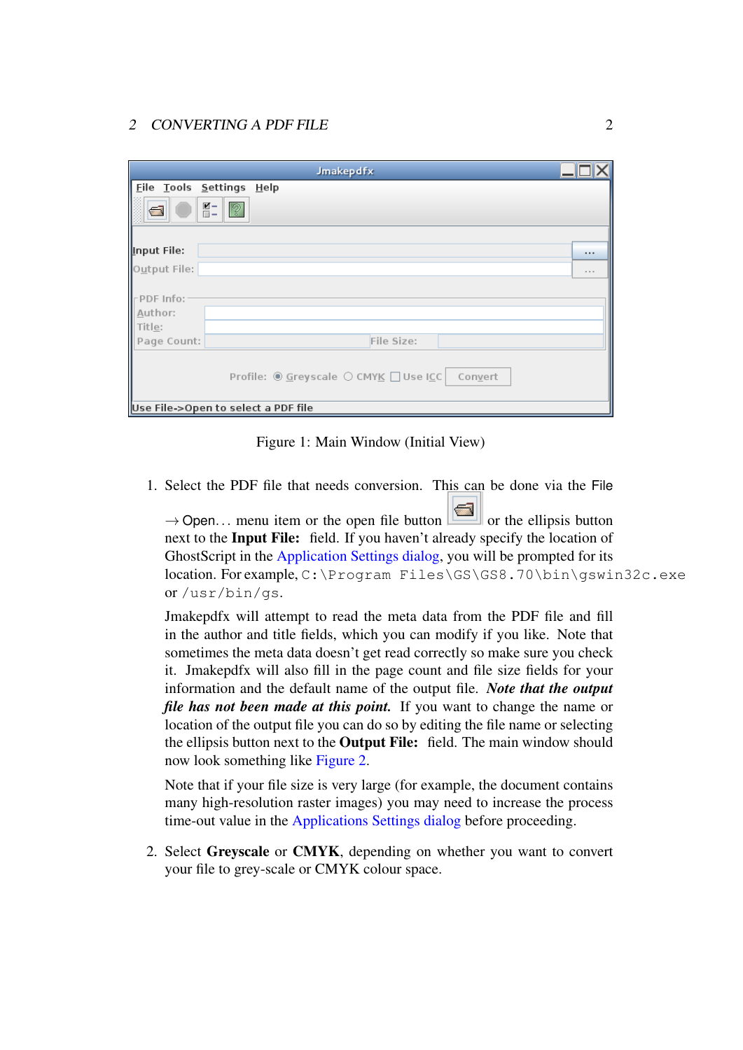Figure 1: Main Window (Initial View)

1. Select the PDF file that needs conversion. This can be done via the File → Open... menu item or the open file button or the ellipsis button next to the **Input File:** field. If you haven't already specify the location of GhostScript in the Application Settings dialog, you will be prompted for its location. For example, `C:\Program Files\GS\GS8.70\bin\gswin32c.exe` or `/usr/bin/gs`.

   Jmakepdfx will attempt to read the meta data from the PDF file and fill in the author and title fields, which you can modify if you like. Note that sometimes the meta data doesn't get read correctly so make sure you check it. Jmakepdfx will also fill in the page count and file size fields for your information and the default name of the output file. ***Note that the output file has not been made at this point.*** If you want to change the name or location of the output file you can do so by editing the file name or selecting the ellipsis button next to the **Output File:** field. The main window should now look something like Figure 2.

   Note that if your file size is very large (for example, the document contains many high-resolution raster images) you may need to increase the process time-out value in the Applications Settings dialog before proceeding.

2. Select **Greyscale** or **CMYK**, depending on whether you want to convert your file to grey-scale or CMYK colour space.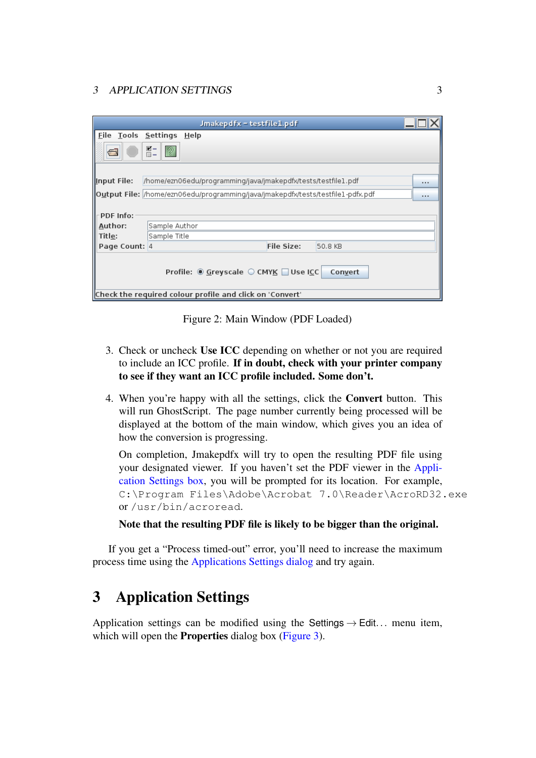Figure 2: Main Window (PDF Loaded)

3. Check or uncheck **Use ICC** depending on whether or not you are required to include an ICC profile. **If in doubt, check with your printer company to see if they want an ICC profile included. Some don't.**

4. When you're happy with all the settings, click the **Convert** button. This will run GhostScript. The page number currently being processed will be displayed at the bottom of the main window, which gives you an idea of how the conversion is progressing.

   On completion, Jmakepdfx will try to open the resulting PDF file using your designated viewer. If you haven't set the PDF viewer in the Application Settings box, you will be prompted for its location. For example, `C:\Program Files\Adobe\Acrobat 7.0\Reader\AcroRD32.exe` or `/usr/bin/acroread`.

   **Note that the resulting PDF file is likely to be bigger than the original.**

If you get a "Process timed-out" error, you'll need to increase the maximum process time using the Applications Settings dialog and try again.

# 3 Application Settings

Application settings can be modified using the Settings → Edit... menu item, which will open the **Properties** dialog box (Figure 3).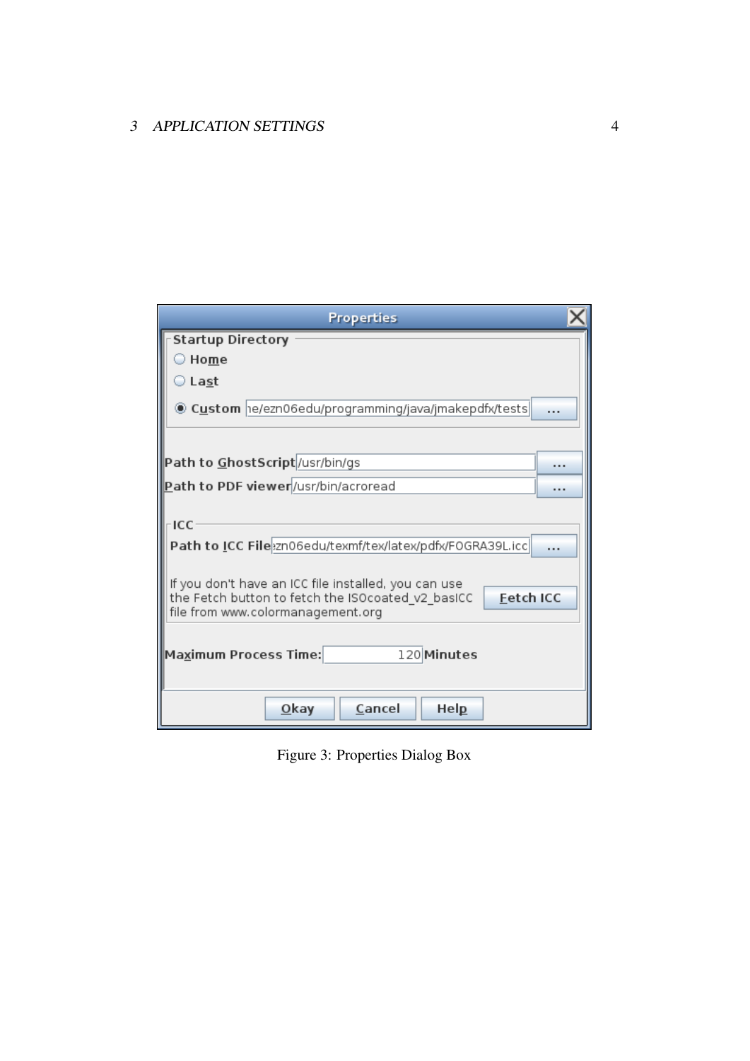Figure 3: Properties Dialog Box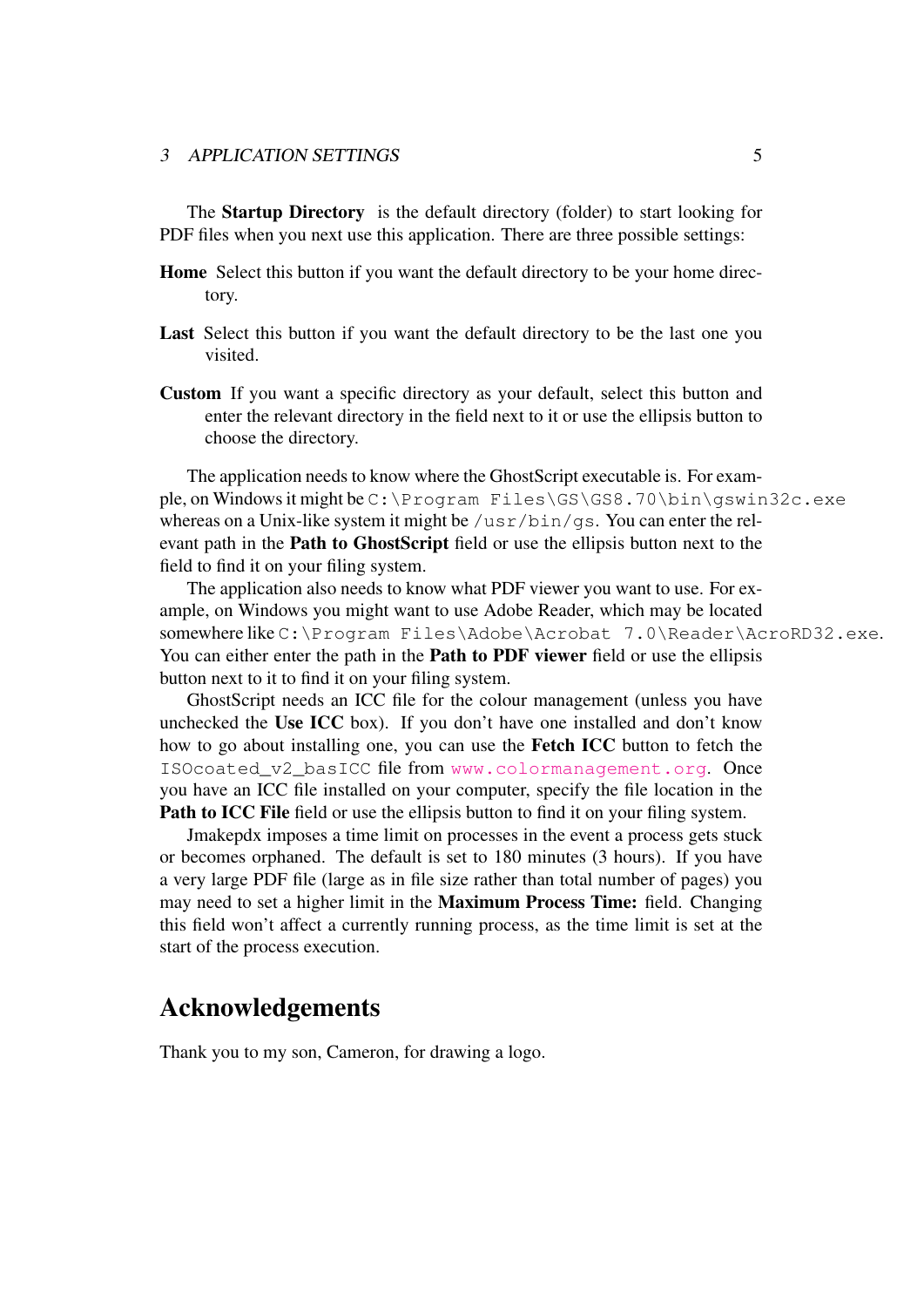The **Startup Directory** is the default directory (folder) to start looking for PDF files when you next use this application. There are three possible settings:

**Home** Select this button if you want the default directory to be your home directory.

**Last** Select this button if you want the default directory to be the last one you visited.

**Custom** If you want a specific directory as your default, select this button and enter the relevant directory in the field next to it or use the ellipsis button to choose the directory.

The application needs to know where the GhostScript executable is. For example, on Windows it might be `C:\Program Files\GS\GS8.70\bin\gswin32c.exe` whereas on a Unix-like system it might be `/usr/bin/gs`. You can enter the relevant path in the **Path to GhostScript** field or use the ellipsis button next to the field to find it on your filing system.

The application also needs to know what PDF viewer you want to use. For example, on Windows you might want to use Adobe Reader, which may be located somewhere like `C:\Program Files\Adobe\Acrobat 7.0\Reader\AcroRD32.exe`. You can either enter the path in the **Path to PDF viewer** field or use the ellipsis button next to it to find it on your filing system.

GhostScript needs an ICC file for the colour management (unless you have unchecked the **Use ICC** box). If you don't have one installed and don't know how to go about installing one, you can use the **Fetch ICC** button to fetch the `ISOcoated_v2_basICC` file from `www.colormanagement.org`. Once you have an ICC file installed on your computer, specify the file location in the **Path to ICC File** field or use the ellipsis button to find it on your filing system.

Jmakepdx imposes a time limit on processes in the event a process gets stuck or becomes orphaned. The default is set to 180 minutes (3 hours). If you have a very large PDF file (large as in file size rather than total number of pages) you may need to set a higher limit in the **Maximum Process Time:** field. Changing this field won't affect a currently running process, as the time limit is set at the start of the process execution.

# Acknowledgements

Thank you to my son, Cameron, for drawing a logo.